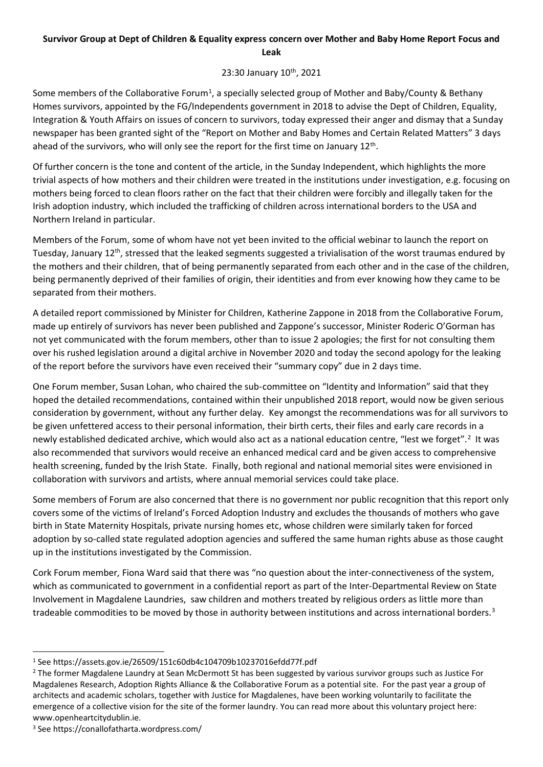**Survivor Group at Dept of Children & Equality express concern over Mother and Baby Home Report Focus and Leak**

23:30 January 10th, 2021

Some members of the Collaborative Forum[1], a specially selected group of Mother and Baby/County & Bethany Homes survivors, appointed by the FG/Independents government in 2018 to advise the Dept of Children, Equality, Integration & Youth Affairs on issues of concern to survivors, today expressed their anger and dismay that a Sunday newspaper has been granted sight of the "Report on Mother and Baby Homes and Certain Related Matters" 3 days ahead of the survivors, who will only see the report for the first time on January 12th.

Of further concern is the tone and content of the article, in the Sunday Independent, which highlights the more trivial aspects of how mothers and their children were treated in the institutions under investigation, e.g. focusing on mothers being forced to clean floors rather on the fact that their children were forcibly and illegally taken for the Irish adoption industry, which included the trafficking of children across international borders to the USA and Northern Ireland in particular.

Members of the Forum, some of whom have not yet been invited to the official webinar to launch the report on Tuesday, January 12th, stressed that the leaked segments suggested a trivialisation of the worst traumas endured by the mothers and their children, that of being permanently separated from each other and in the case of the children, being permanently deprived of their families of origin, their identities and from ever knowing how they came to be separated from their mothers.

A detailed report commissioned by Minister for Children, Katherine Zappone in 2018 from the Collaborative Forum, made up entirely of survivors has never been published and Zappone's successor, Minister Roderic O'Gorman has not yet communicated with the forum members, other than to issue 2 apologies; the first for not consulting them over his rushed legislation around a digital archive in November 2020 and today the second apology for the leaking of the report before the survivors have even received their "summary copy" due in 2 days time.

One Forum member, Susan Lohan, who chaired the sub-committee on "Identity and Information" said that they hoped the detailed recommendations, contained within their unpublished 2018 report, would now be given serious consideration by government, without any further delay. Key amongst the recommendations was for all survivors to be given unfettered access to their personal information, their birth certs, their files and early care records in a newly established dedicated archive, which would also act as a national education centre, "lest we forget".[2] It was also recommended that survivors would receive an enhanced medical card and be given access to comprehensive health screening, funded by the Irish State. Finally, both regional and national memorial sites were envisioned in collaboration with survivors and artists, where annual memorial services could take place.

Some members of Forum are also concerned that there is no government nor public recognition that this report only covers some of the victims of Ireland's Forced Adoption Industry and excludes the thousands of mothers who gave birth in State Maternity Hospitals, private nursing homes etc, whose children were similarly taken for forced adoption by so-called state regulated adoption agencies and suffered the same human rights abuse as those caught up in the institutions investigated by the Commission.

Cork Forum member, Fiona Ward said that there was "no question about the inter-connectiveness of the system, which as communicated to government in a confidential report as part of the Inter-Departmental Review on State Involvement in Magdalene Laundries, saw children and mothers treated by religious orders as little more than tradeable commodities to be moved by those in authority between institutions and across international borders.[3]

---

[1] See https://assets.gov.ie/26509/151c60db4c104709b10237016efdd77f.pdf

[2] The former Magdalene Laundry at Sean McDermott St has been suggested by various survivor groups such as Justice For Magdalenes Research, Adoption Rights Alliance & the Collaborative Forum as a potential site. For the past year a group of architects and academic scholars, together with Justice for Magdalenes, have been working voluntarily to facilitate the emergence of a collective vision for the site of the former laundry. You can read more about this voluntary project here: www.openheartcitydublin.ie.

[3] See https://conallofatharta.wordpress.com/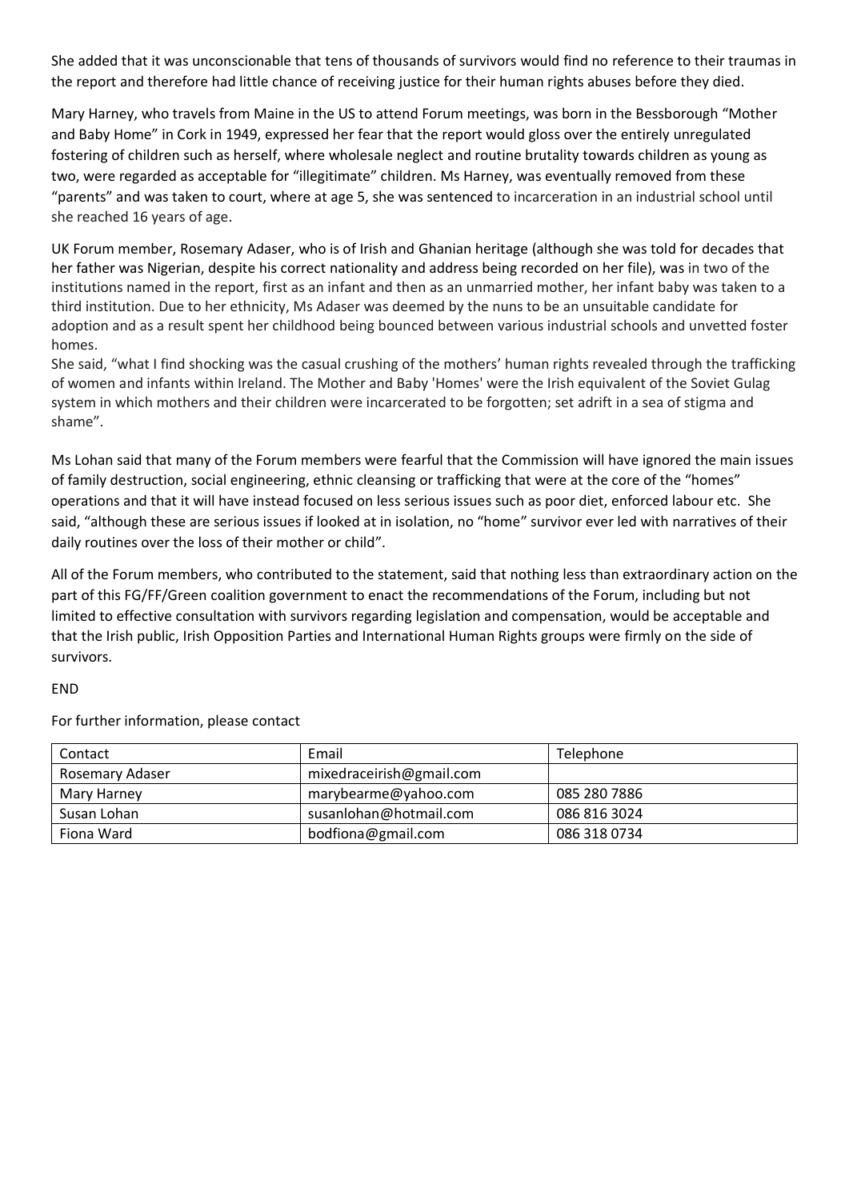She added that it was unconscionable that tens of thousands of survivors would find no reference to their traumas in the report and therefore had little chance of receiving justice for their human rights abuses before they died.

Mary Harney, who travels from Maine in the US to attend Forum meetings, was born in the Bessborough "Mother and Baby Home" in Cork in 1949, expressed her fear that the report would gloss over the entirely unregulated fostering of children such as herself, where wholesale neglect and routine brutality towards children as young as two, were regarded as acceptable for "illegitimate" children. Ms Harney, was eventually removed from these "parents" and was taken to court, where at age 5, she was sentenced to incarceration in an industrial school until she reached 16 years of age.

UK Forum member, Rosemary Adaser, who is of Irish and Ghanian heritage (although she was told for decades that her father was Nigerian, despite his correct nationality and address being recorded on her file), was in two of the institutions named in the report, first as an infant and then as an unmarried mother, her infant baby was taken to a third institution. Due to her ethnicity, Ms Adaser was deemed by the nuns to be an unsuitable candidate for adoption and as a result spent her childhood being bounced between various industrial schools and unvetted foster homes.

She said, "what I find shocking was the casual crushing of the mothers' human rights revealed through the trafficking of women and infants within Ireland. The Mother and Baby 'Homes' were the Irish equivalent of the Soviet Gulag system in which mothers and their children were incarcerated to be forgotten; set adrift in a sea of stigma and shame".

Ms Lohan said that many of the Forum members were fearful that the Commission will have ignored the main issues of family destruction, social engineering, ethnic cleansing or trafficking that were at the core of the "homes" operations and that it will have instead focused on less serious issues such as poor diet, enforced labour etc. She said, "although these are serious issues if looked at in isolation, no "home" survivor ever led with narratives of their daily routines over the loss of their mother or child".

All of the Forum members, who contributed to the statement, said that nothing less than extraordinary action on the part of this FG/FF/Green coalition government to enact the recommendations of the Forum, including but not limited to effective consultation with survivors regarding legislation and compensation, would be acceptable and that the Irish public, Irish Opposition Parties and International Human Rights groups were firmly on the side of survivors.

END

For further information, please contact

| Contact | Email | Telephone |
|---|---|---|
| Rosemary Adaser | mixedraceirish@gmail.com | |
| Mary Harney | marybearme@yahoo.com | 085 280 7886 |
| Susan Lohan | susanlohan@hotmail.com | 086 816 3024 |
| Fiona Ward | bodfiona@gmail.com | 086 318 0734 |